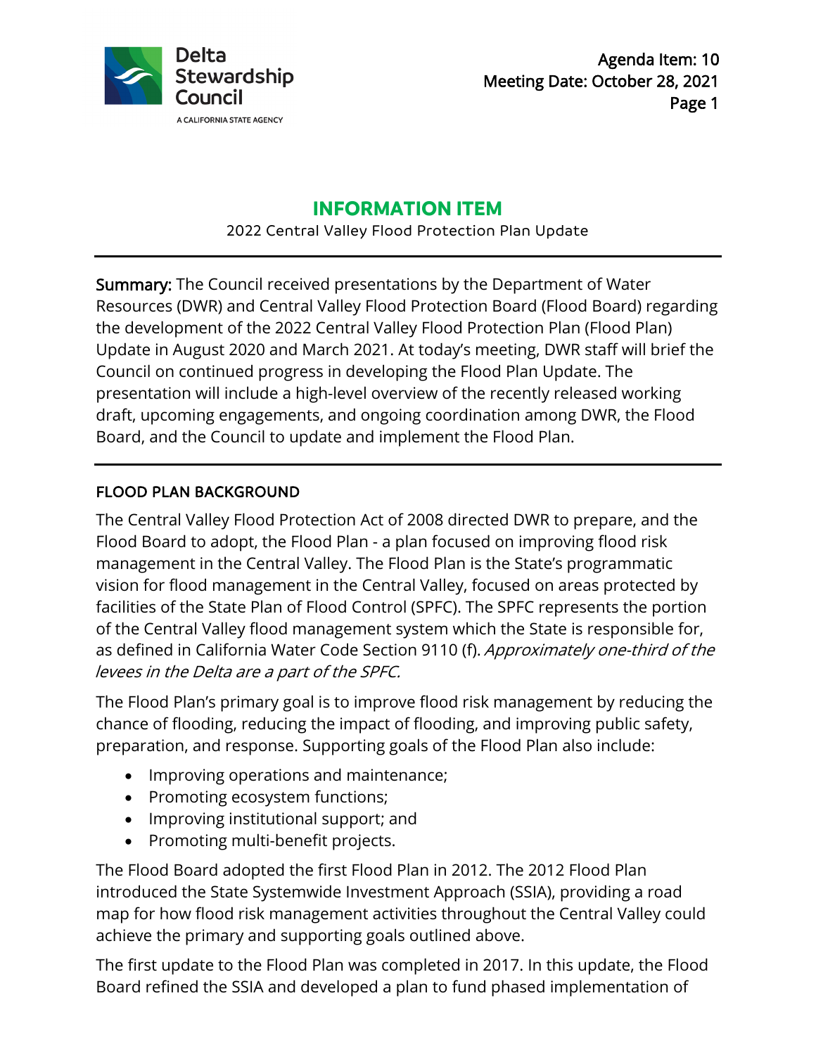Agenda Item: 10
Meeting Date: October 28, 2021

# INFORMATION ITEM

2022 Central Valley Flood Protection Plan Update

---

**Summary:** The Council received presentations by the Department of Water Resources (DWR) and Central Valley Flood Protection Board (Flood Board) regarding the development of the 2022 Central Valley Flood Protection Plan (Flood Plan) Update in August 2020 and March 2021. At today's meeting, DWR staff will brief the Council on continued progress in developing the Flood Plan Update. The presentation will include a high-level overview of the recently released working draft, upcoming engagements, and ongoing coordination among DWR, the Flood Board, and the Council to update and implement the Flood Plan.

---

## FLOOD PLAN BACKGROUND

The Central Valley Flood Protection Act of 2008 directed DWR to prepare, and the Flood Board to adopt, the Flood Plan - a plan focused on improving flood risk management in the Central Valley. The Flood Plan is the State's programmatic vision for flood management in the Central Valley, focused on areas protected by facilities of the State Plan of Flood Control (SPFC). The SPFC represents the portion of the Central Valley flood management system which the State is responsible for, as defined in California Water Code Section 9110 (f). *Approximately one-third of the levees in the Delta are a part of the SPFC.*

The Flood Plan's primary goal is to improve flood risk management by reducing the chance of flooding, reducing the impact of flooding, and improving public safety, preparation, and response. Supporting goals of the Flood Plan also include:

- Improving operations and maintenance;
- Promoting ecosystem functions;
- Improving institutional support; and
- Promoting multi-benefit projects.

The Flood Board adopted the first Flood Plan in 2012. The 2012 Flood Plan introduced the State Systemwide Investment Approach (SSIA), providing a road map for how flood risk management activities throughout the Central Valley could achieve the primary and supporting goals outlined above.

The first update to the Flood Plan was completed in 2017. In this update, the Flood Board refined the SSIA and developed a plan to fund phased implementation of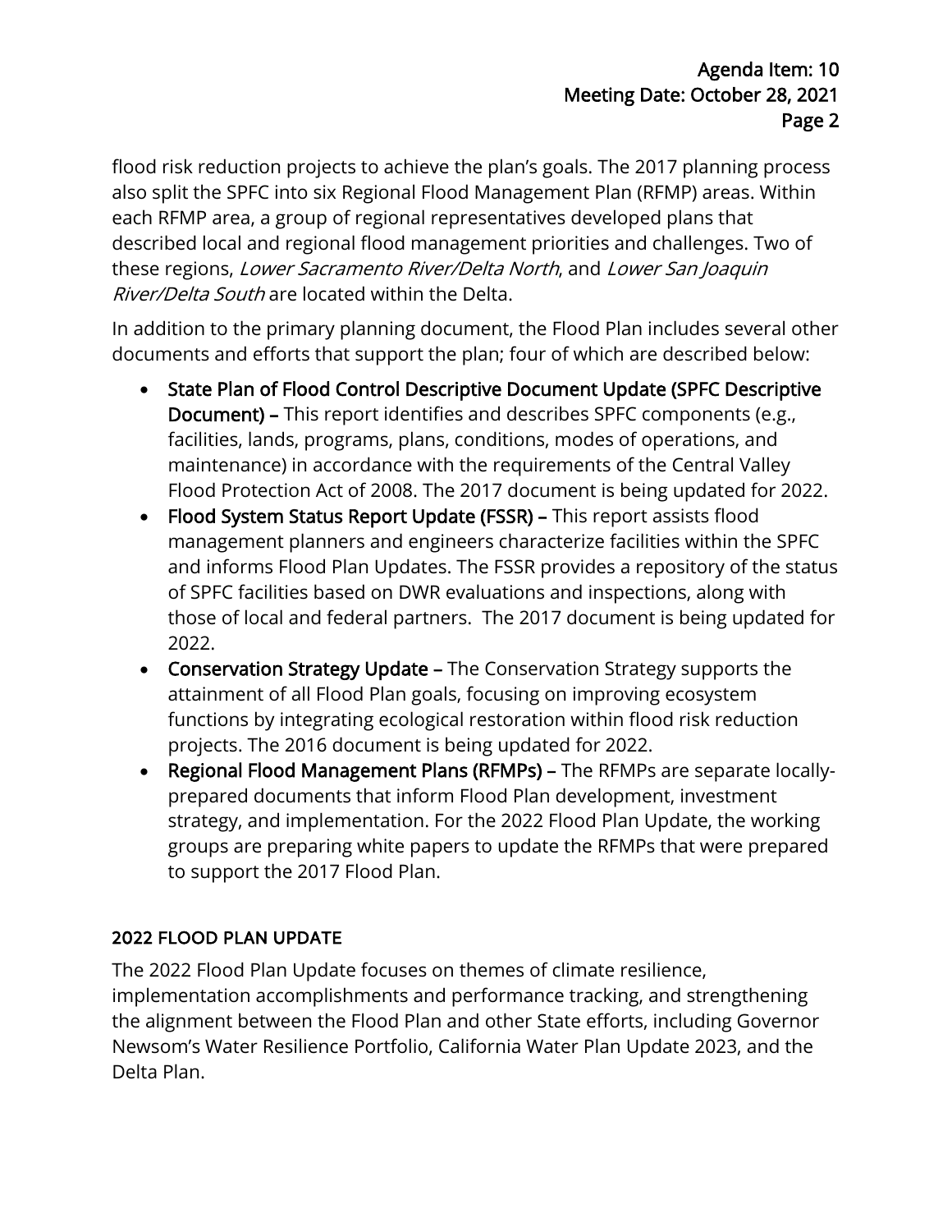flood risk reduction projects to achieve the plan's goals. The 2017 planning process also split the SPFC into six Regional Flood Management Plan (RFMP) areas. Within each RFMP area, a group of regional representatives developed plans that described local and regional flood management priorities and challenges. Two of these regions, *Lower Sacramento River/Delta North*, and *Lower San Joaquin River/Delta South* are located within the Delta.

In addition to the primary planning document, the Flood Plan includes several other documents and efforts that support the plan; four of which are described below:

- **State Plan of Flood Control Descriptive Document Update (SPFC Descriptive Document) –** This report identifies and describes SPFC components (e.g., facilities, lands, programs, plans, conditions, modes of operations, and maintenance) in accordance with the requirements of the Central Valley Flood Protection Act of 2008. The 2017 document is being updated for 2022.
- **Flood System Status Report Update (FSSR) –** This report assists flood management planners and engineers characterize facilities within the SPFC and informs Flood Plan Updates. The FSSR provides a repository of the status of SPFC facilities based on DWR evaluations and inspections, along with those of local and federal partners. The 2017 document is being updated for 2022.
- **Conservation Strategy Update –** The Conservation Strategy supports the attainment of all Flood Plan goals, focusing on improving ecosystem functions by integrating ecological restoration within flood risk reduction projects. The 2016 document is being updated for 2022.
- **Regional Flood Management Plans (RFMPs) –** The RFMPs are separate locally-prepared documents that inform Flood Plan development, investment strategy, and implementation. For the 2022 Flood Plan Update, the working groups are preparing white papers to update the RFMPs that were prepared to support the 2017 Flood Plan.

## 2022 FLOOD PLAN UPDATE

The 2022 Flood Plan Update focuses on themes of climate resilience, implementation accomplishments and performance tracking, and strengthening the alignment between the Flood Plan and other State efforts, including Governor Newsom's Water Resilience Portfolio, California Water Plan Update 2023, and the Delta Plan.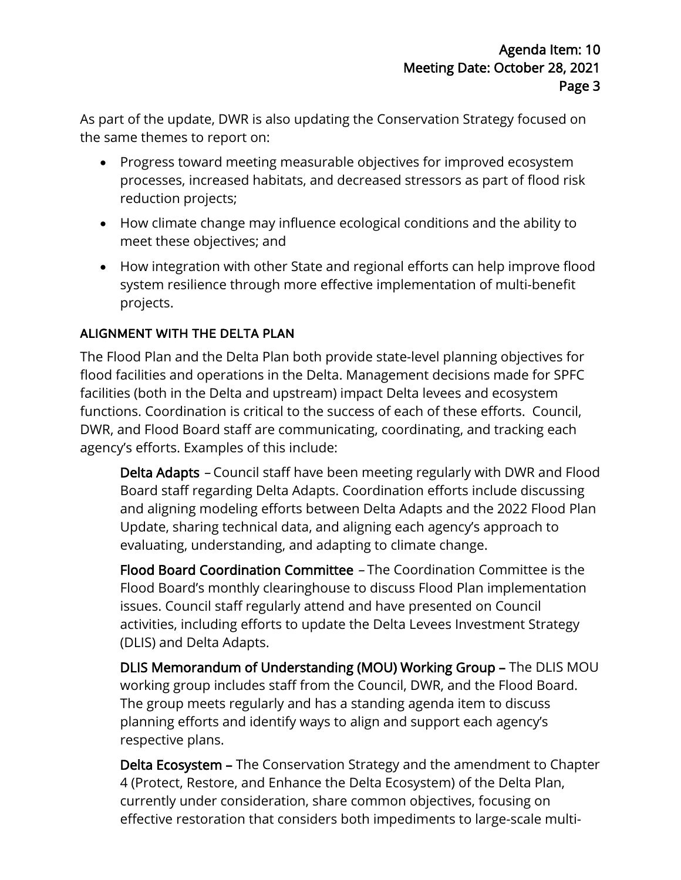As part of the update, DWR is also updating the Conservation Strategy focused on the same themes to report on:

- Progress toward meeting measurable objectives for improved ecosystem processes, increased habitats, and decreased stressors as part of flood risk reduction projects;
- How climate change may influence ecological conditions and the ability to meet these objectives; and
- How integration with other State and regional efforts can help improve flood system resilience through more effective implementation of multi-benefit projects.

## ALIGNMENT WITH THE DELTA PLAN

The Flood Plan and the Delta Plan both provide state-level planning objectives for flood facilities and operations in the Delta. Management decisions made for SPFC facilities (both in the Delta and upstream) impact Delta levees and ecosystem functions. Coordination is critical to the success of each of these efforts. Council, DWR, and Flood Board staff are communicating, coordinating, and tracking each agency's efforts. Examples of this include:

**Delta Adapts** – Council staff have been meeting regularly with DWR and Flood Board staff regarding Delta Adapts. Coordination efforts include discussing and aligning modeling efforts between Delta Adapts and the 2022 Flood Plan Update, sharing technical data, and aligning each agency's approach to evaluating, understanding, and adapting to climate change.

**Flood Board Coordination Committee** – The Coordination Committee is the Flood Board's monthly clearinghouse to discuss Flood Plan implementation issues. Council staff regularly attend and have presented on Council activities, including efforts to update the Delta Levees Investment Strategy (DLIS) and Delta Adapts.

**DLIS Memorandum of Understanding (MOU) Working Group** – The DLIS MOU working group includes staff from the Council, DWR, and the Flood Board. The group meets regularly and has a standing agenda item to discuss planning efforts and identify ways to align and support each agency's respective plans.

**Delta Ecosystem** – The Conservation Strategy and the amendment to Chapter 4 (Protect, Restore, and Enhance the Delta Ecosystem) of the Delta Plan, currently under consideration, share common objectives, focusing on effective restoration that considers both impediments to large-scale multi-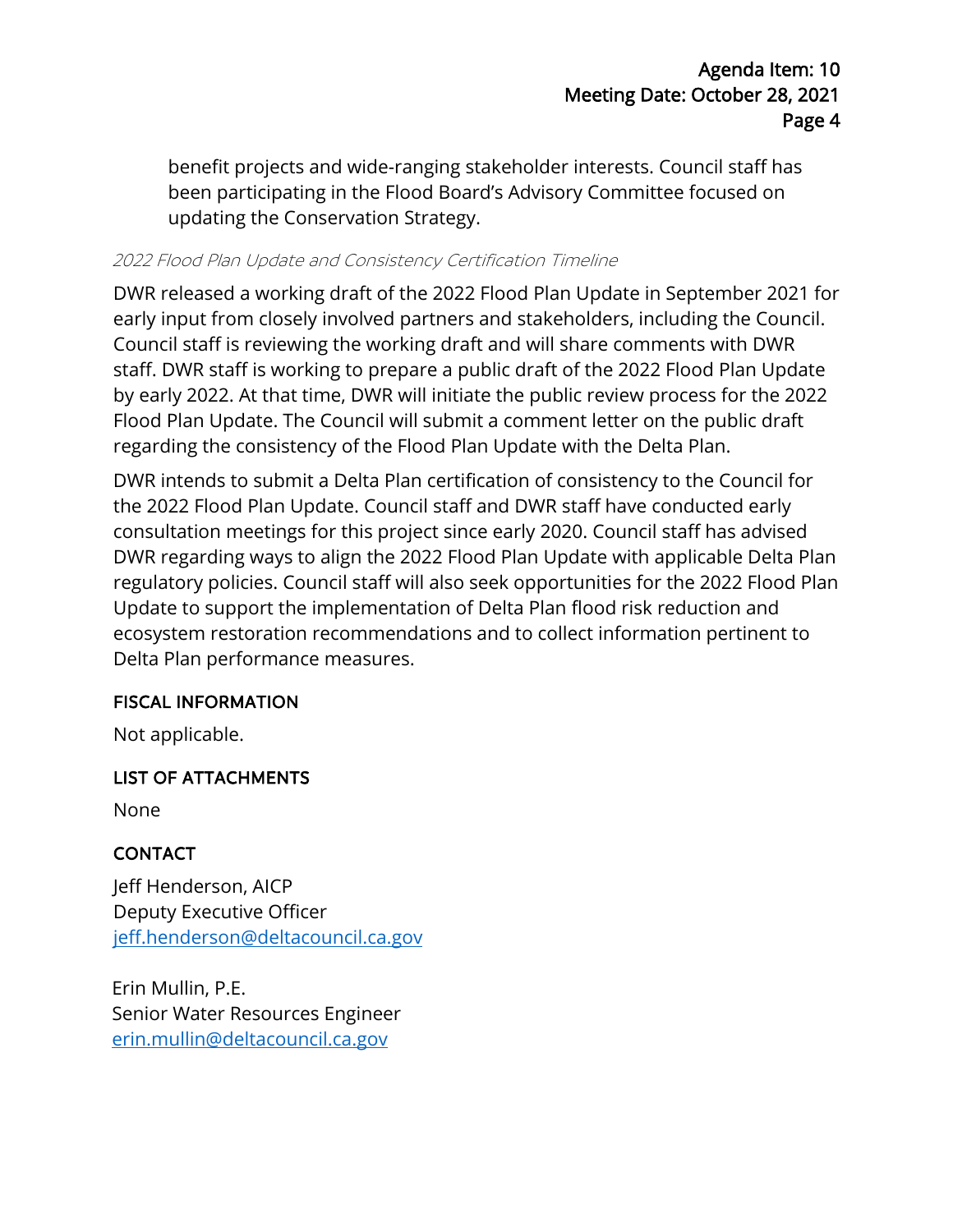benefit projects and wide-ranging stakeholder interests. Council staff has been participating in the Flood Board's Advisory Committee focused on updating the Conservation Strategy.

*2022 Flood Plan Update and Consistency Certification Timeline*

DWR released a working draft of the 2022 Flood Plan Update in September 2021 for early input from closely involved partners and stakeholders, including the Council. Council staff is reviewing the working draft and will share comments with DWR staff. DWR staff is working to prepare a public draft of the 2022 Flood Plan Update by early 2022. At that time, DWR will initiate the public review process for the 2022 Flood Plan Update. The Council will submit a comment letter on the public draft regarding the consistency of the Flood Plan Update with the Delta Plan.

DWR intends to submit a Delta Plan certification of consistency to the Council for the 2022 Flood Plan Update. Council staff and DWR staff have conducted early consultation meetings for this project since early 2020. Council staff has advised DWR regarding ways to align the 2022 Flood Plan Update with applicable Delta Plan regulatory policies. Council staff will also seek opportunities for the 2022 Flood Plan Update to support the implementation of Delta Plan flood risk reduction and ecosystem restoration recommendations and to collect information pertinent to Delta Plan performance measures.

## FISCAL INFORMATION

Not applicable.

## LIST OF ATTACHMENTS

None

## CONTACT

Jeff Henderson, AICP
Deputy Executive Officer
jeff.henderson@deltacouncil.ca.gov

Erin Mullin, P.E.
Senior Water Resources Engineer
erin.mullin@deltacouncil.ca.gov